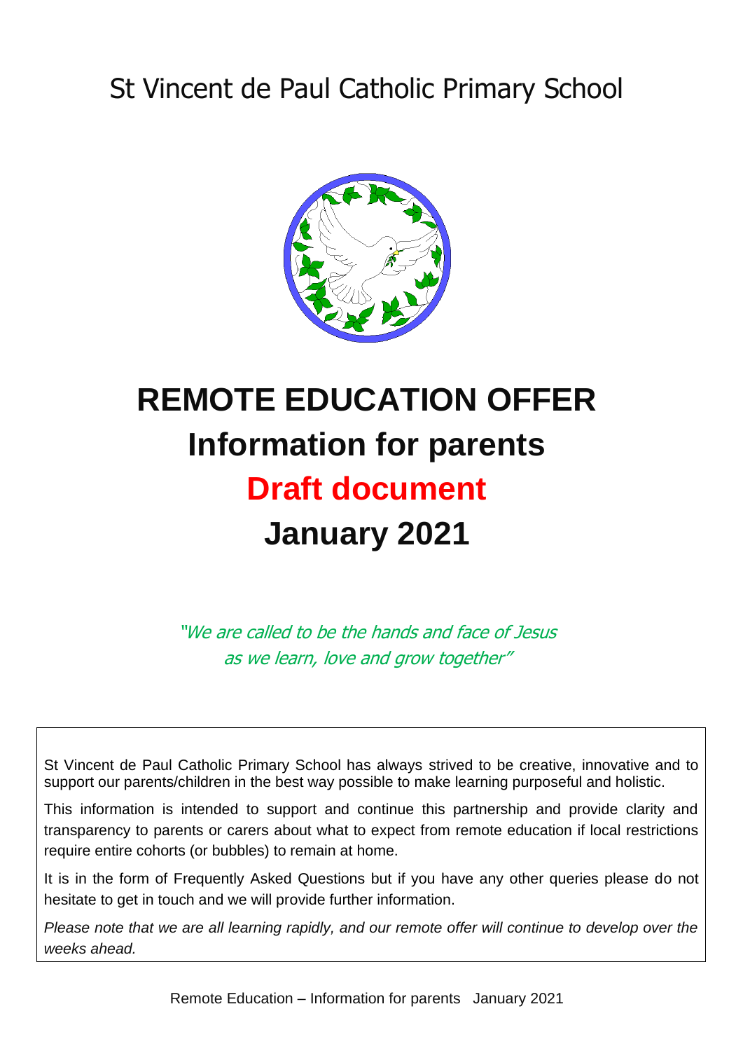# St Vincent de Paul Catholic Primary School

# REMOTE EDUCATION OFFER

## Information for parents

## Draft document

## January 2021

*"We are called to be the hands and face of Jesus as we learn, love and grow together"*

St Vincent de Paul Catholic Primary School has always strived to be creative, innovative and to support our parents/children in the best way possible to make learning purposeful and holistic.

This information is intended to support and continue this partnership and provide clarity and transparency to parents or carers about what to expect from remote education if local restrictions require entire cohorts (or bubbles) to remain at home.

It is in the form of Frequently Asked Questions but if you have any other queries please do not hesitate to get in touch and we will provide further information.

*Please note that we are all learning rapidly, and our remote offer will continue to develop over the weeks ahead.*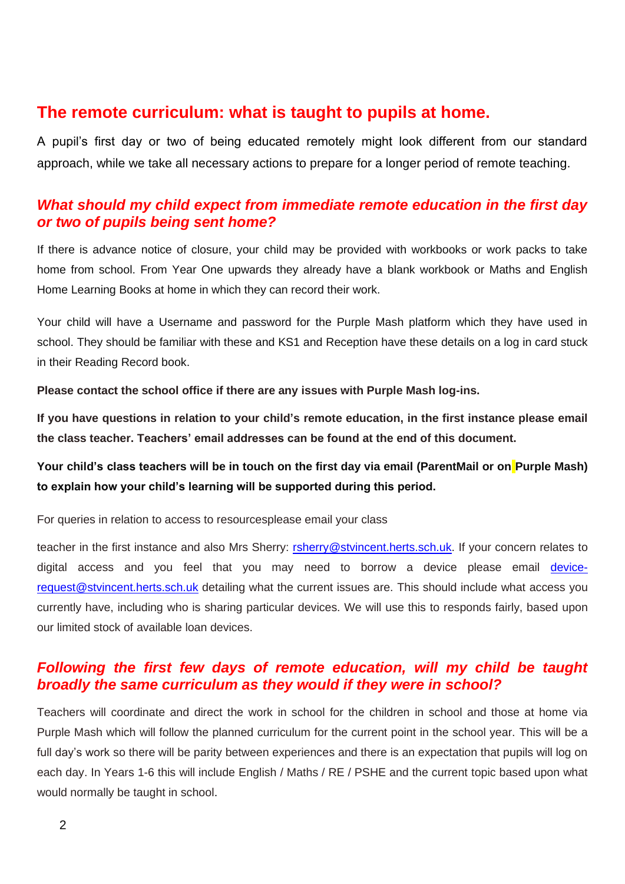## The remote curriculum: what is taught to pupils at home.

A pupil's first day or two of being educated remotely might look different from our standard approach, while we take all necessary actions to prepare for a longer period of remote teaching.

### *What should my child expect from immediate remote education in the first day or two of pupils being sent home?*

If there is advance notice of closure, your child may be provided with workbooks or work packs to take home from school. From Year One upwards they already have a blank workbook or Maths and English Home Learning Books at home in which they can record their work.

Your child will have a Username and password for the Purple Mash platform which they have used in school. They should be familiar with these and KS1 and Reception have these details on a log in card stuck in their Reading Record book.

**Please contact the school office if there are any issues with Purple Mash log-ins.**

**If you have questions in relation to your child's remote education, in the first instance please email the class teacher. Teachers' email addresses can be found at the end of this document.**

**Your child's class teachers will be in touch on the first day via email (ParentMail or on Purple Mash) to explain how your child's learning will be supported during this period.**

For queries in relation to access to resourcesplease email your class

teacher in the first instance and also Mrs Sherry: rsherry@stvincent.herts.sch.uk. If your concern relates to digital access and you feel that you may need to borrow a device please email device-request@stvincent.herts.sch.uk detailing what the current issues are. This should include what access you currently have, including who is sharing particular devices. We will use this to responds fairly, based upon our limited stock of available loan devices.

### *Following the first few days of remote education, will my child be taught broadly the same curriculum as they would if they were in school?*

Teachers will coordinate and direct the work in school for the children in school and those at home via Purple Mash which will follow the planned curriculum for the current point in the school year. This will be a full day's work so there will be parity between experiences and there is an expectation that pupils will log on each day. In Years 1-6 this will include English / Maths / RE / PSHE and the current topic based upon what would normally be taught in school.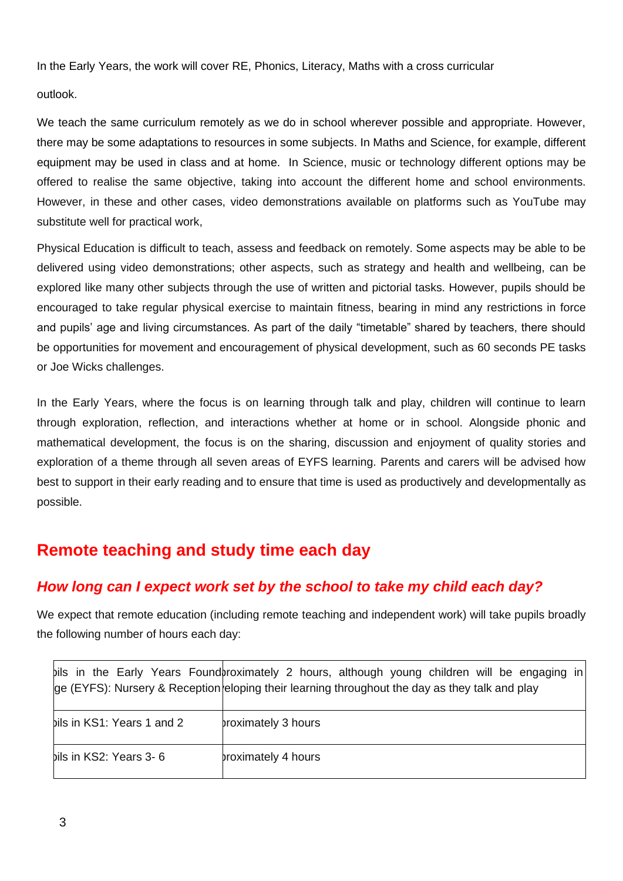In the Early Years, the work will cover RE, Phonics, Literacy, Maths with a cross curricular

outlook.

We teach the same curriculum remotely as we do in school wherever possible and appropriate. However, there may be some adaptations to resources in some subjects. In Maths and Science, for example, different equipment may be used in class and at home. In Science, music or technology different options may be offered to realise the same objective, taking into account the different home and school environments. However, in these and other cases, video demonstrations available on platforms such as YouTube may substitute well for practical work,

Physical Education is difficult to teach, assess and feedback on remotely. Some aspects may be able to be delivered using video demonstrations; other aspects, such as strategy and health and wellbeing, can be explored like many other subjects through the use of written and pictorial tasks. However, pupils should be encouraged to take regular physical exercise to maintain fitness, bearing in mind any restrictions in force and pupils' age and living circumstances. As part of the daily "timetable" shared by teachers, there should be opportunities for movement and encouragement of physical development, such as 60 seconds PE tasks or Joe Wicks challenges.

In the Early Years, where the focus is on learning through talk and play, children will continue to learn through exploration, reflection, and interactions whether at home or in school. Alongside phonic and mathematical development, the focus is on the sharing, discussion and enjoyment of quality stories and exploration of a theme through all seven areas of EYFS learning. Parents and carers will be advised how best to support in their early reading and to ensure that time is used as productively and developmentally as possible.

## Remote teaching and study time each day

### *How long can I expect work set by the school to take my child each day?*

We expect that remote education (including remote teaching and independent work) will take pupils broadly the following number of hours each day:

| | |
|---|---|
| ɔils in the Early Years Found ge (EYFS): Nursery & Reception | ɔroximately 2 hours, although young children will be engaging in eloping their learning throughout the day as they talk and play |
| ɔils in KS1: Years 1 and 2 | ɔroximately 3 hours |
| ɔils in KS2: Years 3- 6 | ɔroximately 4 hours |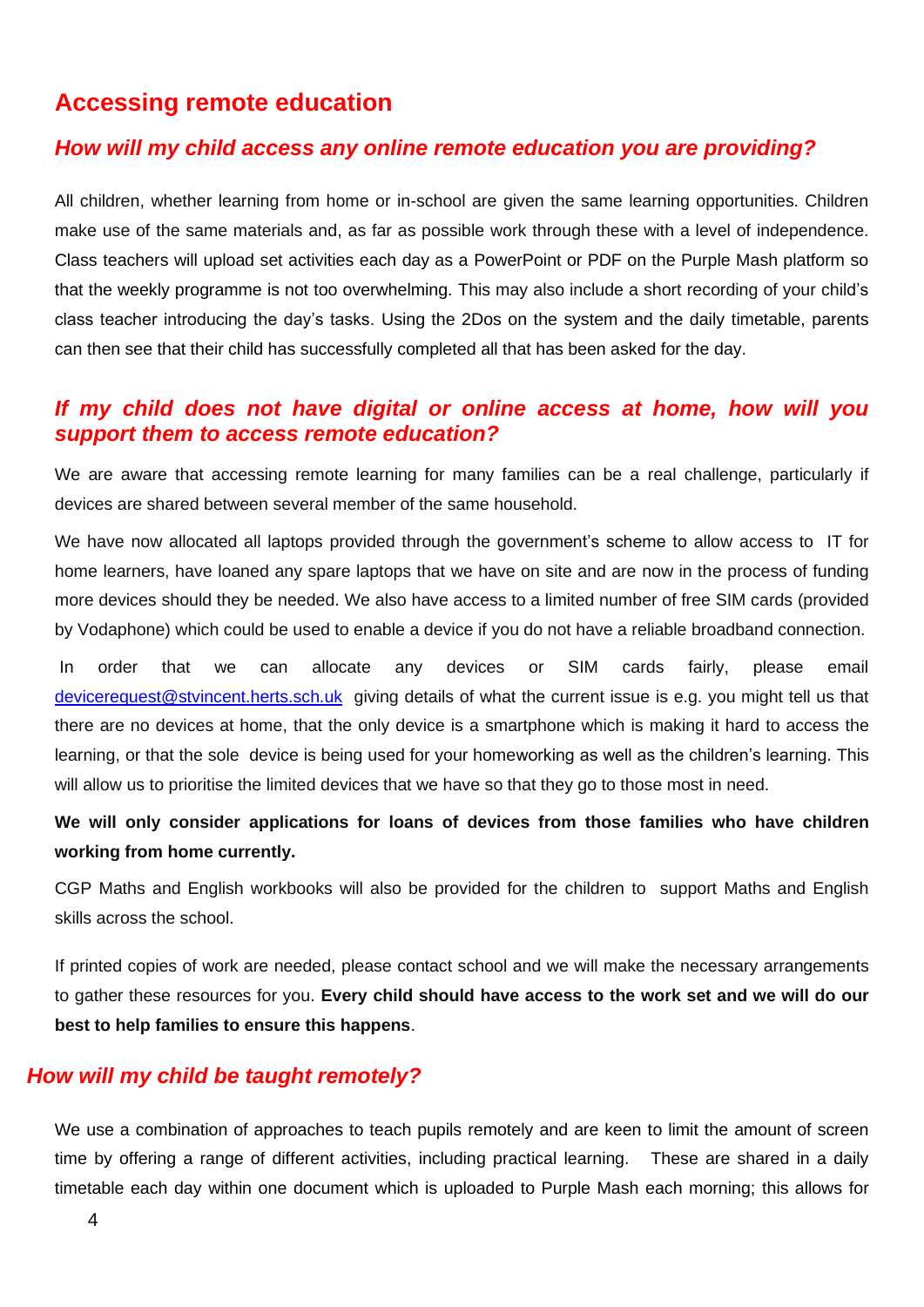## Accessing remote education

### *How will my child access any online remote education you are providing?*

All children, whether learning from home or in-school are given the same learning opportunities. Children make use of the same materials and, as far as possible work through these with a level of independence. Class teachers will upload set activities each day as a PowerPoint or PDF on the Purple Mash platform so that the weekly programme is not too overwhelming. This may also include a short recording of your child's class teacher introducing the day's tasks. Using the 2Dos on the system and the daily timetable, parents can then see that their child has successfully completed all that has been asked for the day.

### *If my child does not have digital or online access at home, how will you support them to access remote education?*

We are aware that accessing remote learning for many families can be a real challenge, particularly if devices are shared between several member of the same household.

We have now allocated all laptops provided through the government's scheme to allow access to IT for home learners, have loaned any spare laptops that we have on site and are now in the process of funding more devices should they be needed. We also have access to a limited number of free SIM cards (provided by Vodaphone) which could be used to enable a device if you do not have a reliable broadband connection.

In order that we can allocate any devices or SIM cards fairly, please email deviceresquest@stvincent.herts.sch.uk giving details of what the current issue is e.g. you might tell us that there are no devices at home, that the only device is a smartphone which is making it hard to access the learning, or that the sole device is being used for your homeworking as well as the children's learning. This will allow us to prioritise the limited devices that we have so that they go to those most in need.

**We will only consider applications for loans of devices from those families who have children working from home currently.**

CGP Maths and English workbooks will also be provided for the children to support Maths and English skills across the school.

If printed copies of work are needed, please contact school and we will make the necessary arrangements to gather these resources for you. **Every child should have access to the work set and we will do our best to help families to ensure this happens**.

### *How will my child be taught remotely?*

We use a combination of approaches to teach pupils remotely and are keen to limit the amount of screen time by offering a range of different activities, including practical learning. These are shared in a daily timetable each day within one document which is uploaded to Purple Mash each morning; this allows for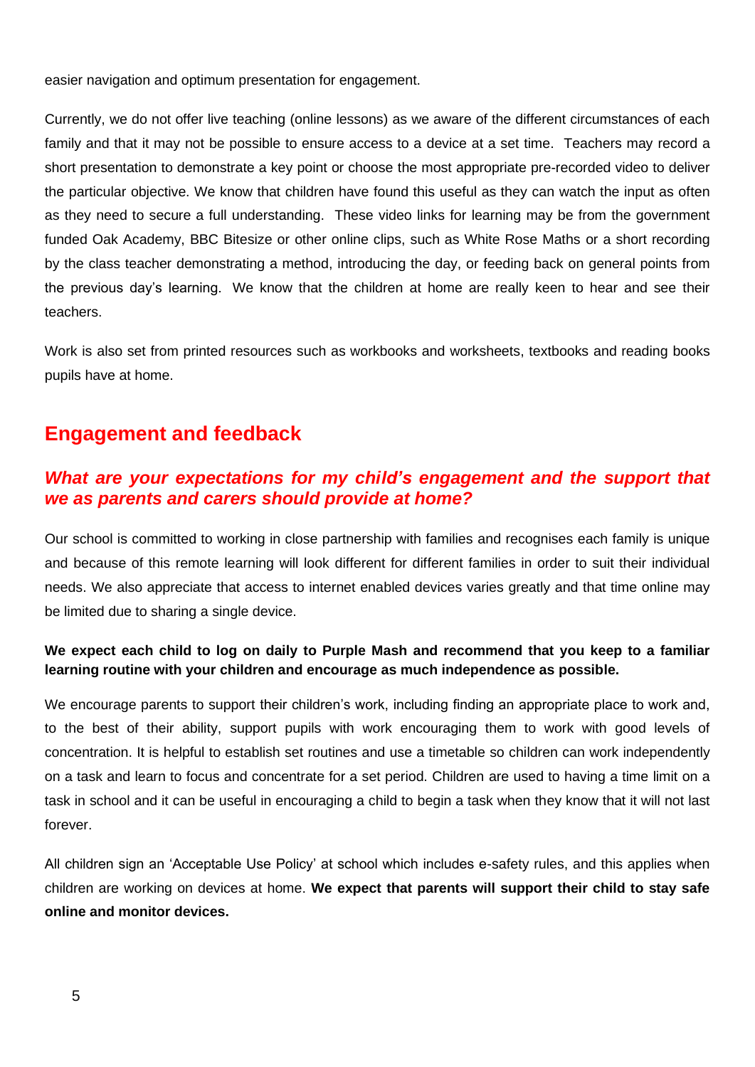easier navigation and optimum presentation for engagement.

Currently, we do not offer live teaching (online lessons) as we aware of the different circumstances of each family and that it may not be possible to ensure access to a device at a set time. Teachers may record a short presentation to demonstrate a key point or choose the most appropriate pre-recorded video to deliver the particular objective. We know that children have found this useful as they can watch the input as often as they need to secure a full understanding. These video links for learning may be from the government funded Oak Academy, BBC Bitesize or other online clips, such as White Rose Maths or a short recording by the class teacher demonstrating a method, introducing the day, or feeding back on general points from the previous day's learning. We know that the children at home are really keen to hear and see their teachers.

Work is also set from printed resources such as workbooks and worksheets, textbooks and reading books pupils have at home.

## Engagement and feedback

### *What are your expectations for my child's engagement and the support that we as parents and carers should provide at home?*

Our school is committed to working in close partnership with families and recognises each family is unique and because of this remote learning will look different for different families in order to suit their individual needs. We also appreciate that access to internet enabled devices varies greatly and that time online may be limited due to sharing a single device.

**We expect each child to log on daily to Purple Mash and recommend that you keep to a familiar learning routine with your children and encourage as much independence as possible.**

We encourage parents to support their children's work, including finding an appropriate place to work and, to the best of their ability, support pupils with work encouraging them to work with good levels of concentration. It is helpful to establish set routines and use a timetable so children can work independently on a task and learn to focus and concentrate for a set period. Children are used to having a time limit on a task in school and it can be useful in encouraging a child to begin a task when they know that it will not last forever.

All children sign an 'Acceptable Use Policy' at school which includes e-safety rules, and this applies when children are working on devices at home. **We expect that parents will support their child to stay safe online and monitor devices.**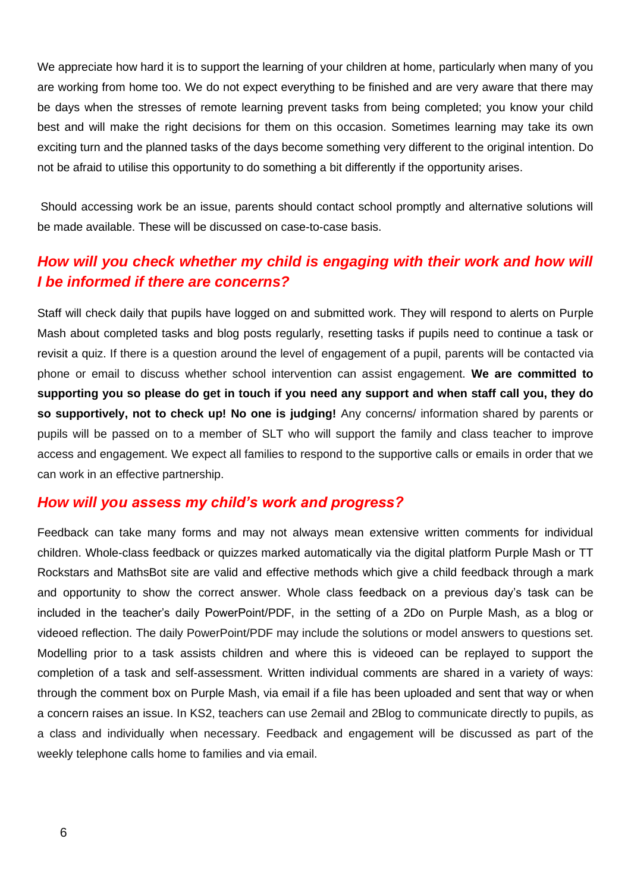We appreciate how hard it is to support the learning of your children at home, particularly when many of you are working from home too. We do not expect everything to be finished and are very aware that there may be days when the stresses of remote learning prevent tasks from being completed; you know your child best and will make the right decisions for them on this occasion. Sometimes learning may take its own exciting turn and the planned tasks of the days become something very different to the original intention. Do not be afraid to utilise this opportunity to do something a bit differently if the opportunity arises.

Should accessing work be an issue, parents should contact school promptly and alternative solutions will be made available. These will be discussed on case-to-case basis.

## *How will you check whether my child is engaging with their work and how will I be informed if there are concerns?*

Staff will check daily that pupils have logged on and submitted work. They will respond to alerts on Purple Mash about completed tasks and blog posts regularly, resetting tasks if pupils need to continue a task or revisit a quiz. If there is a question around the level of engagement of a pupil, parents will be contacted via phone or email to discuss whether school intervention can assist engagement. **We are committed to supporting you so please do get in touch if you need any support and when staff call you, they do so supportively, not to check up! No one is judging!** Any concerns/ information shared by parents or pupils will be passed on to a member of SLT who will support the family and class teacher to improve access and engagement. We expect all families to respond to the supportive calls or emails in order that we can work in an effective partnership.

## *How will you assess my child's work and progress?*

Feedback can take many forms and may not always mean extensive written comments for individual children. Whole-class feedback or quizzes marked automatically via the digital platform Purple Mash or TT Rockstars and MathsBot site are valid and effective methods which give a child feedback through a mark and opportunity to show the correct answer. Whole class feedback on a previous day's task can be included in the teacher's daily PowerPoint/PDF, in the setting of a 2Do on Purple Mash, as a blog or videoed reflection. The daily PowerPoint/PDF may include the solutions or model answers to questions set. Modelling prior to a task assists children and where this is videoed can be replayed to support the completion of a task and self-assessment. Written individual comments are shared in a variety of ways: through the comment box on Purple Mash, via email if a file has been uploaded and sent that way or when a concern raises an issue. In KS2, teachers can use 2email and 2Blog to communicate directly to pupils, as a class and individually when necessary. Feedback and engagement will be discussed as part of the weekly telephone calls home to families and via email.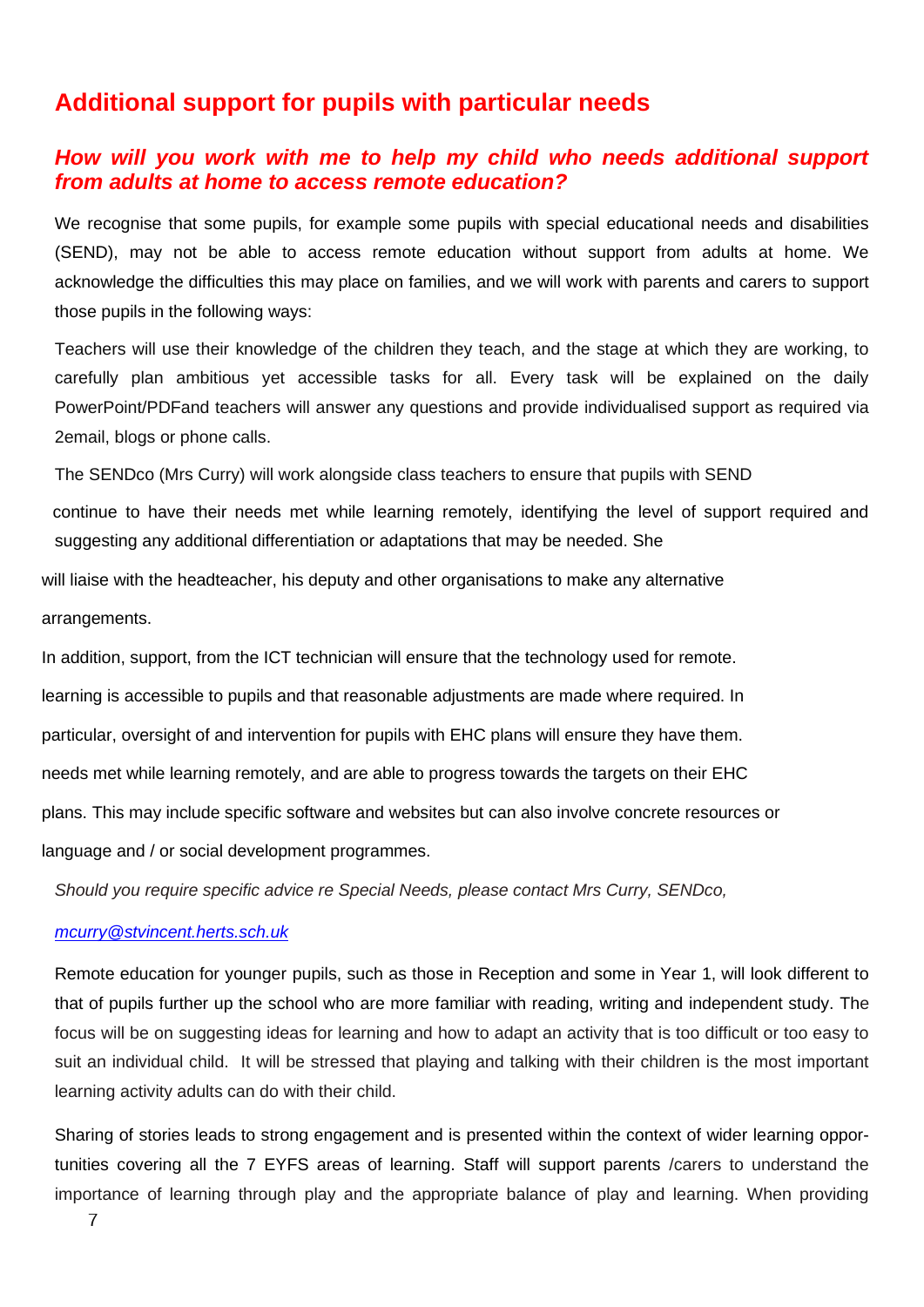## Additional support for pupils with particular needs

### *How will you work with me to help my child who needs additional support from adults at home to access remote education?*

We recognise that some pupils, for example some pupils with special educational needs and disabilities (SEND), may not be able to access remote education without support from adults at home. We acknowledge the difficulties this may place on families, and we will work with parents and carers to support those pupils in the following ways:

Teachers will use their knowledge of the children they teach, and the stage at which they are working, to carefully plan ambitious yet accessible tasks for all. Every task will be explained on the daily PowerPoint/PDFand teachers will answer any questions and provide individualised support as required via 2email, blogs or phone calls.

The SENDco (Mrs Curry) will work alongside class teachers to ensure that pupils with SEND continue to have their needs met while learning remotely, identifying the level of support required and suggesting any additional differentiation or adaptations that may be needed. She will liaise with the headteacher, his deputy and other organisations to make any alternative arrangements.

In addition, support, from the ICT technician will ensure that the technology used for remote. learning is accessible to pupils and that reasonable adjustments are made where required. In particular, oversight of and intervention for pupils with EHC plans will ensure they have them. needs met while learning remotely, and are able to progress towards the targets on their EHC plans. This may include specific software and websites but can also involve concrete resources or language and / or social development programmes.

*Should you require specific advice re Special Needs, please contact Mrs Curry, SENDco,*

*mcurry@stvincent.herts.sch.uk*

Remote education for younger pupils, such as those in Reception and some in Year 1, will look different to that of pupils further up the school who are more familiar with reading, writing and independent study. The focus will be on suggesting ideas for learning and how to adapt an activity that is too difficult or too easy to suit an individual child. It will be stressed that playing and talking with their children is the most important learning activity adults can do with their child.

Sharing of stories leads to strong engagement and is presented within the context of wider learning opportunities covering all the 7 EYFS areas of learning. Staff will support parents /carers to understand the importance of learning through play and the appropriate balance of play and learning. When providing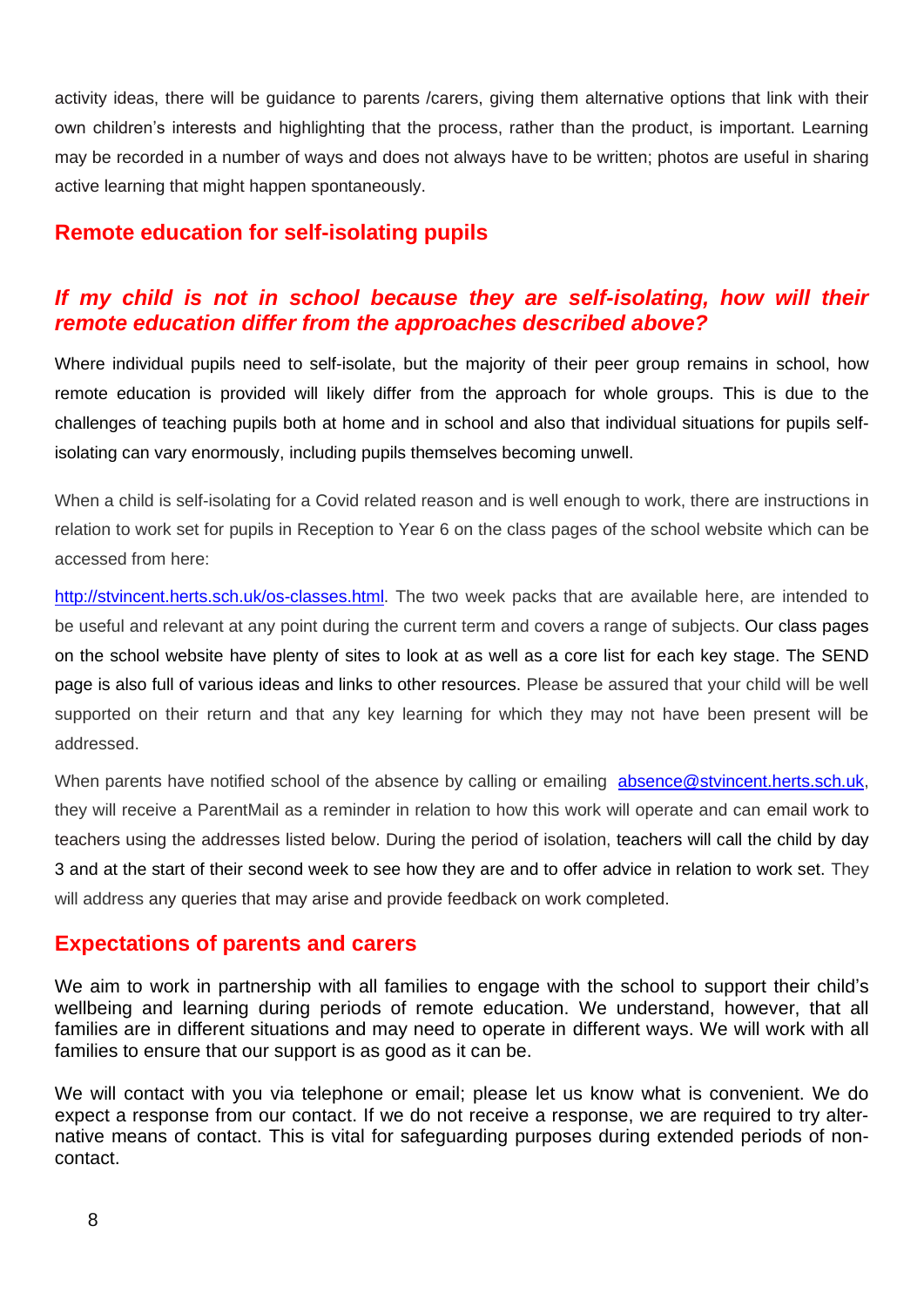activity ideas, there will be guidance to parents /carers, giving them alternative options that link with their own children's interests and highlighting that the process, rather than the product, is important. Learning may be recorded in a number of ways and does not always have to be written; photos are useful in sharing active learning that might happen spontaneously.

## Remote education for self-isolating pupils

### *If my child is not in school because they are self-isolating, how will their remote education differ from the approaches described above?*

Where individual pupils need to self-isolate, but the majority of their peer group remains in school, how remote education is provided will likely differ from the approach for whole groups. This is due to the challenges of teaching pupils both at home and in school and also that individual situations for pupils self-isolating can vary enormously, including pupils themselves becoming unwell.

When a child is self-isolating for a Covid related reason and is well enough to work, there are instructions in relation to work set for pupils in Reception to Year 6 on the class pages of the school website which can be accessed from here:

http://stvincent.herts.sch.uk/os-classes.html. The two week packs that are available here, are intended to be useful and relevant at any point during the current term and covers a range of subjects. Our class pages on the school website have plenty of sites to look at as well as a core list for each key stage. The SEND page is also full of various ideas and links to other resources. Please be assured that your child will be well supported on their return and that any key learning for which they may not have been present will be addressed.

When parents have notified school of the absence by calling or emailing absence@stvincent.herts.sch.uk, they will receive a ParentMail as a reminder in relation to how this work will operate and can email work to teachers using the addresses listed below. During the period of isolation, teachers will call the child by day 3 and at the start of their second week to see how they are and to offer advice in relation to work set. They will address any queries that may arise and provide feedback on work completed.

## Expectations of parents and carers

We aim to work in partnership with all families to engage with the school to support their child's wellbeing and learning during periods of remote education. We understand, however, that all families are in different situations and may need to operate in different ways. We will work with all families to ensure that our support is as good as it can be.

We will contact with you via telephone or email; please let us know what is convenient. We do expect a response from our contact. If we do not receive a response, we are required to try alternative means of contact. This is vital for safeguarding purposes during extended periods of non-contact.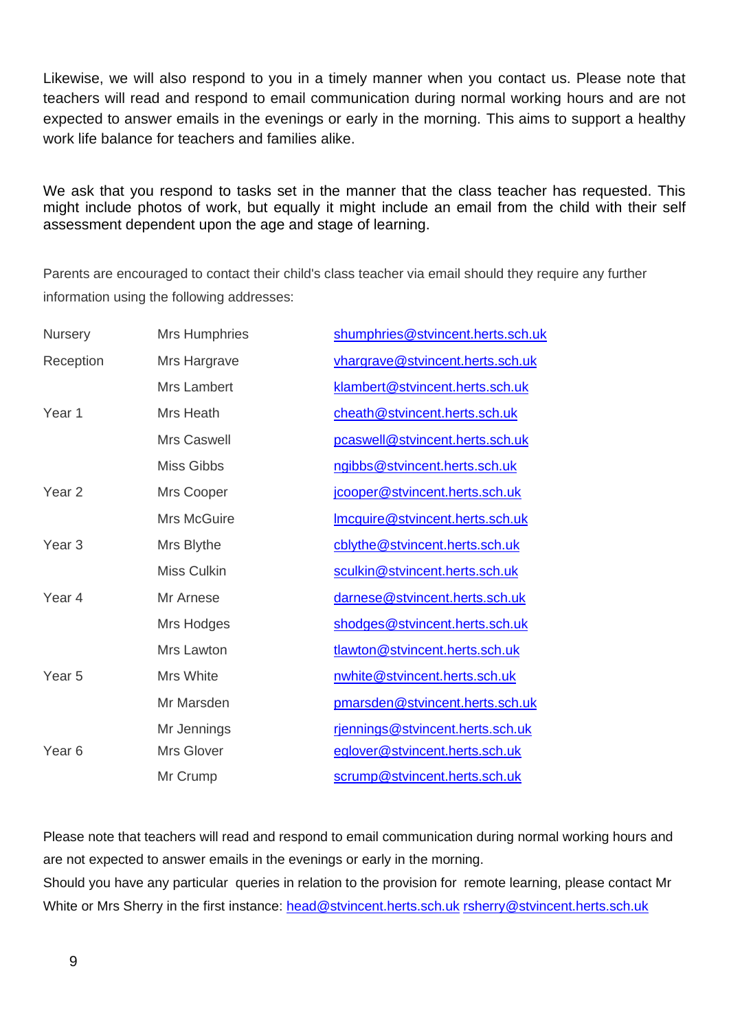Likewise, we will also respond to you in a timely manner when you contact us. Please note that teachers will read and respond to email communication during normal working hours and are not expected to answer emails in the evenings or early in the morning. This aims to support a healthy work life balance for teachers and families alike.

We ask that you respond to tasks set in the manner that the class teacher has requested. This might include photos of work, but equally it might include an email from the child with their self assessment dependent upon the age and stage of learning.

Parents are encouraged to contact their child's class teacher via email should they require any further information using the following addresses:

| | | |
|---|---|---|
| Nursery | Mrs Humphries | shumphries@stvincent.herts.sch.uk |
| Reception | Mrs Hargrave | vhargrave@stvincent.herts.sch.uk |
| | Mrs Lambert | klambert@stvincent.herts.sch.uk |
| Year 1 | Mrs Heath | cheath@stvincent.herts.sch.uk |
| | Mrs Caswell | pcaswell@stvincent.herts.sch.uk |
| | Miss Gibbs | ngibbs@stvincent.herts.sch.uk |
| Year 2 | Mrs Cooper | jcooper@stvincent.herts.sch.uk |
| | Mrs McGuire | lmcguire@stvincent.herts.sch.uk |
| Year 3 | Mrs Blythe | cblythe@stvincent.herts.sch.uk |
| | Miss Culkin | sculkin@stvincent.herts.sch.uk |
| Year 4 | Mr Arnese | darnese@stvincent.herts.sch.uk |
| | Mrs Hodges | shodges@stvincent.herts.sch.uk |
| | Mrs Lawton | tlawton@stvincent.herts.sch.uk |
| Year 5 | Mrs White | nwhite@stvincent.herts.sch.uk |
| | Mr Marsden | pmarsden@stvincent.herts.sch.uk |
| | Mr Jennings | rjennings@stvincent.herts.sch.uk |
| Year 6 | Mrs Glover | eglover@stvincent.herts.sch.uk |
| | Mr Crump | scrump@stvincent.herts.sch.uk |

Please note that teachers will read and respond to email communication during normal working hours and are not expected to answer emails in the evenings or early in the morning.

Should you have any particular queries in relation to the provision for remote learning, please contact Mr White or Mrs Sherry in the first instance: head@stvincent.herts.sch.uk rsherry@stvincent.herts.sch.uk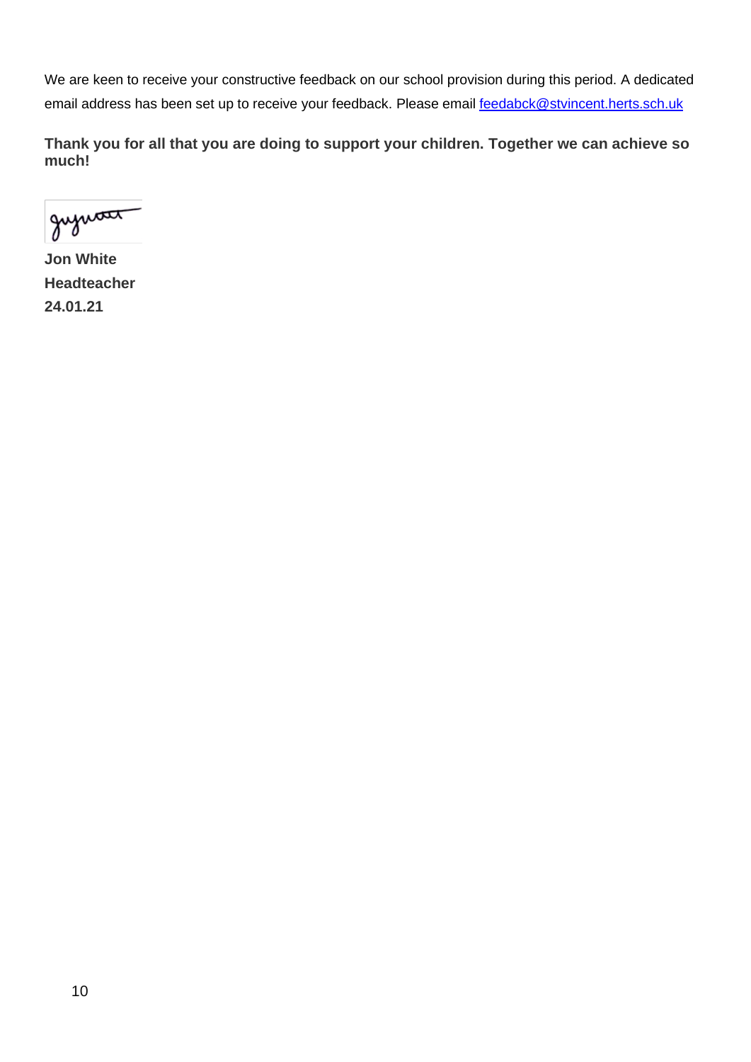We are keen to receive your constructive feedback on our school provision during this period. A dedicated email address has been set up to receive your feedback. Please email feedabck@stvincent.herts.sch.uk

**Thank you for all that you are doing to support your children. Together we can achieve so much!**

**Jon White**
**Headteacher**
**24.01.21**